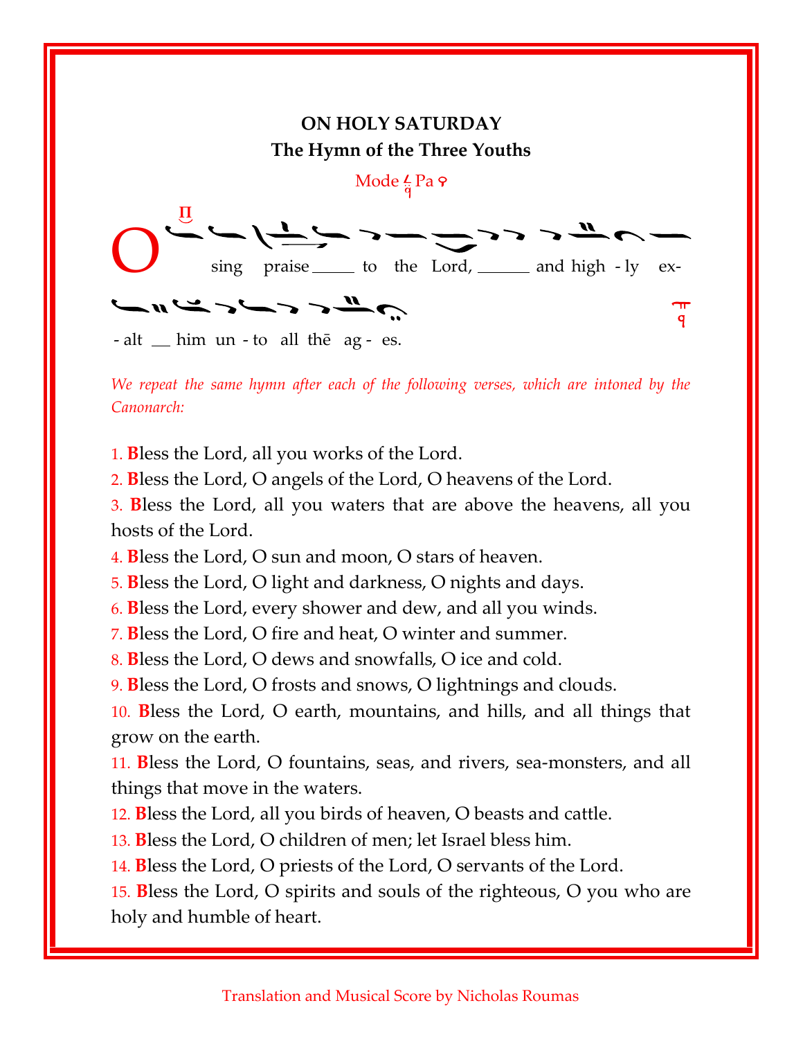**ON HOLY SATURDAY**
**The Hymn of the Three Youths**

Mode Pa

O sing praise ___ to the Lord, ___ and high - ly ex- - alt __ him un - to all thē ag - es.

*We repeat the same hymn after each of the following verses, which are intoned by the Canonarch:*

1. **B**less the Lord, all you works of the Lord.
2. **B**less the Lord, O angels of the Lord, O heavens of the Lord.
3. **B**less the Lord, all you waters that are above the heavens, all you hosts of the Lord.
4. **B**less the Lord, O sun and moon, O stars of heaven.
5. **B**less the Lord, O light and darkness, O nights and days.
6. **B**less the Lord, every shower and dew, and all you winds.
7. **B**less the Lord, O fire and heat, O winter and summer.
8. **B**less the Lord, O dews and snowfalls, O ice and cold.
9. **B**less the Lord, O frosts and snows, O lightnings and clouds.
10. **B**less the Lord, O earth, mountains, and hills, and all things that grow on the earth.
11. **B**less the Lord, O fountains, seas, and rivers, sea-monsters, and all things that move in the waters.
12. **B**less the Lord, all you birds of heaven, O beasts and cattle.
13. **B**less the Lord, O children of men; let Israel bless him.
14. **B**less the Lord, O priests of the Lord, O servants of the Lord.
15. **B**less the Lord, O spirits and souls of the righteous, O you who are holy and humble of heart.

Translation and Musical Score by Nicholas Roumas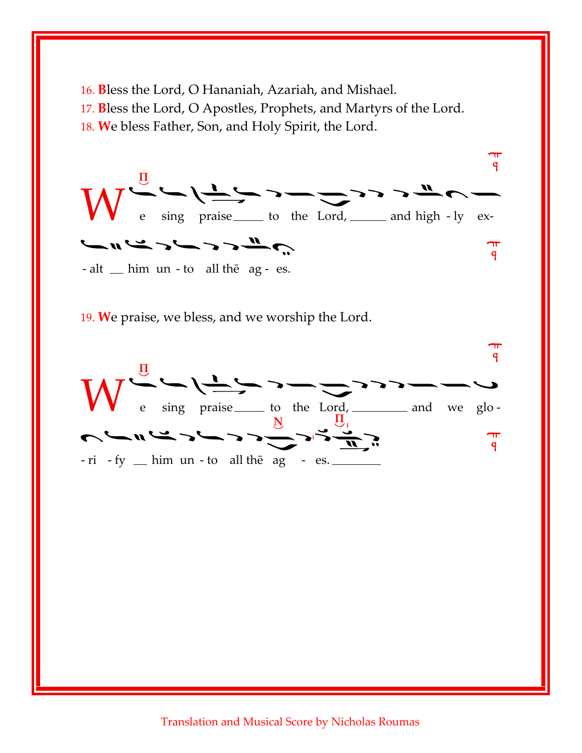16. **B**less the Lord, O Hananiah, Azariah, and Mishael.

17. **B**less the Lord, O Apostles, Prophets, and Martyrs of the Lord.

18. **W**e bless Father, Son, and Holy Spirit, the Lord.

We sing praise___ to the Lord,___ and high - ly ex-

- alt __ him un - to all thē ag - es.

19. **W**e praise, we bless, and we worship the Lord.

We sing praise___ to the Lord,___ and we glo -

- ri - fy __ him un - to all thē ag - es.___

Translation and Musical Score by Nicholas Roumas